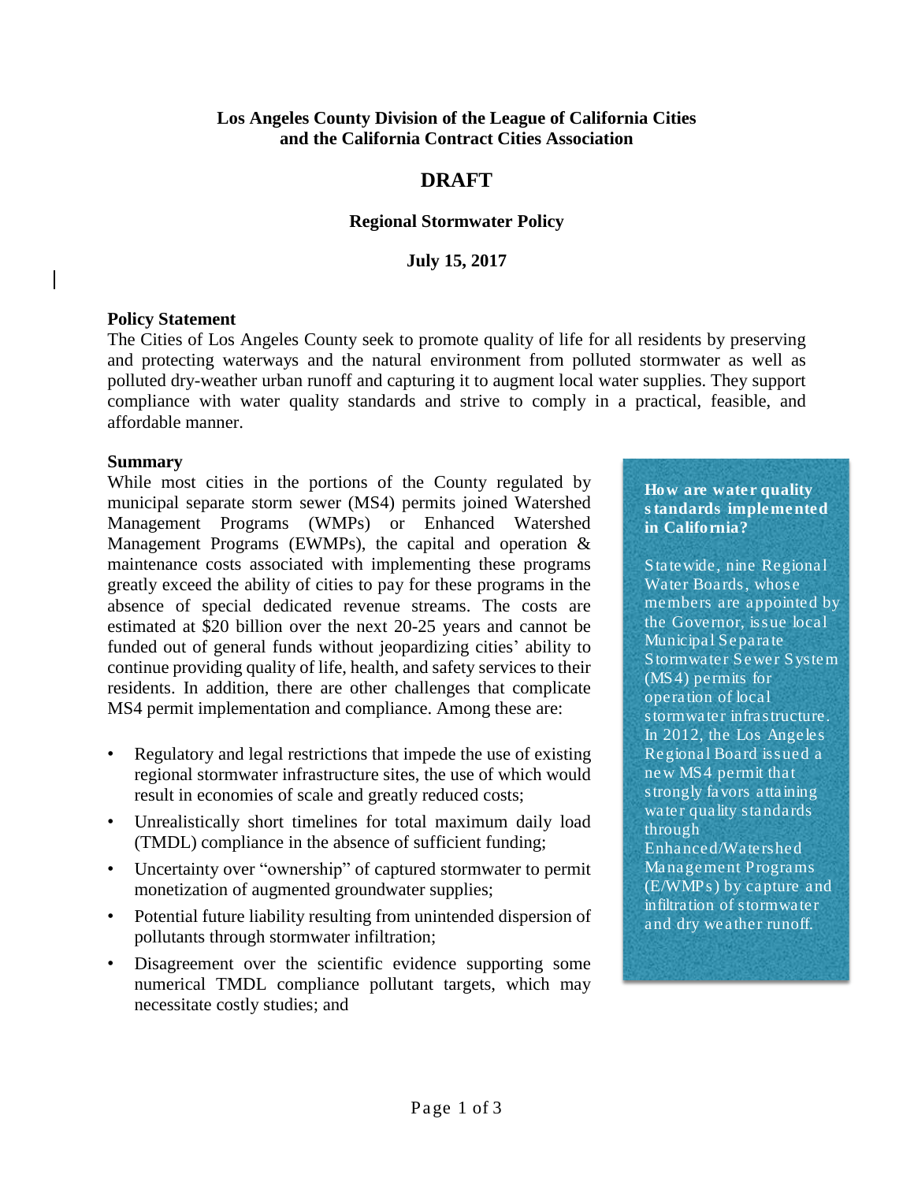**Los Angeles County Division of the League of California Cities and the California Contract Cities Association**

# DRAFT

## Regional Stormwater Policy

**July 15, 2017**

### Policy Statement

The Cities of Los Angeles County seek to promote quality of life for all residents by preserving and protecting waterways and the natural environment from polluted stormwater as well as polluted dry-weather urban runoff and capturing it to augment local water supplies. They support compliance with water quality standards and strive to comply in a practical, feasible, and affordable manner.

### Summary

While most cities in the portions of the County regulated by municipal separate storm sewer (MS4) permits joined Watershed Management Programs (WMPs) or Enhanced Watershed Management Programs (EWMPs), the capital and operation & maintenance costs associated with implementing these programs greatly exceed the ability of cities to pay for these programs in the absence of special dedicated revenue streams. The costs are estimated at $20 billion over the next 20-25 years and cannot be funded out of general funds without jeopardizing cities' ability to continue providing quality of life, health, and safety services to their residents. In addition, there are other challenges that complicate MS4 permit implementation and compliance. Among these are:

- Regulatory and legal restrictions that impede the use of existing regional stormwater infrastructure sites, the use of which would result in economies of scale and greatly reduced costs;
- Unrealistically short timelines for total maximum daily load (TMDL) compliance in the absence of sufficient funding;
- Uncertainty over "ownership" of captured stormwater to permit monetization of augmented groundwater supplies;
- Potential future liability resulting from unintended dispersion of pollutants through stormwater infiltration;
- Disagreement over the scientific evidence supporting some numerical TMDL compliance pollutant targets, which may necessitate costly studies; and

> **How are water quality standards implemented in California?**
>
> Statewide, nine Regional Water Boards, whose members are appointed by the Governor, issue local Municipal Separate Stormwater Sewer System (MS4) permits for operation of local stormwater infrastructure. In 2012, the Los Angeles Regional Board issued a new MS4 permit that strongly favors attaining water quality standards through Enhanced/Watershed Management Programs (E/WMPs) by capture and infiltration of stormwater and dry weather runoff.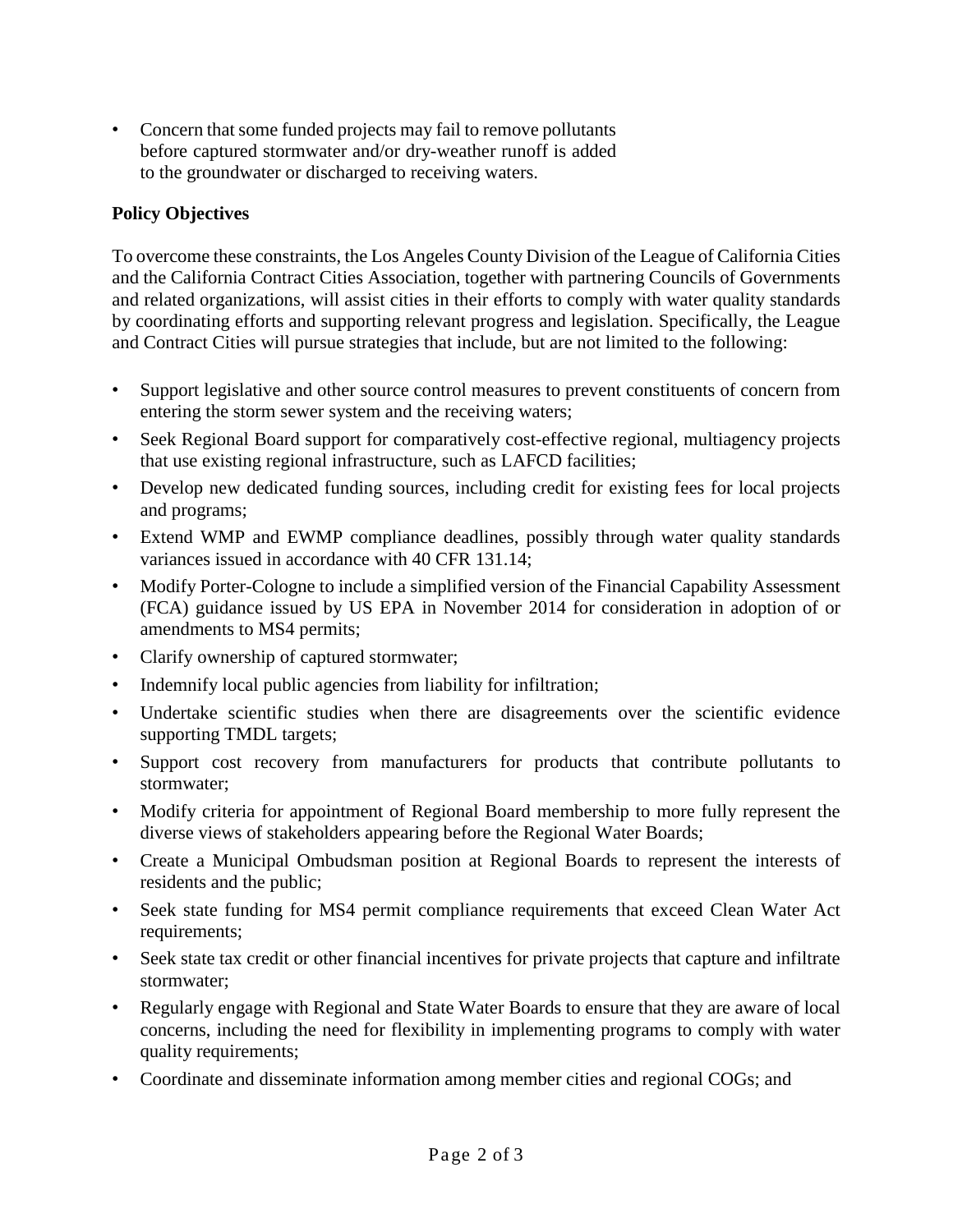- Concern that some funded projects may fail to remove pollutants before captured stormwater and/or dry-weather runoff is added to the groundwater or discharged to receiving waters.

**Policy Objectives**

To overcome these constraints, the Los Angeles County Division of the League of California Cities and the California Contract Cities Association, together with partnering Councils of Governments and related organizations, will assist cities in their efforts to comply with water quality standards by coordinating efforts and supporting relevant progress and legislation. Specifically, the League and Contract Cities will pursue strategies that include, but are not limited to the following:

- Support legislative and other source control measures to prevent constituents of concern from entering the storm sewer system and the receiving waters;
- Seek Regional Board support for comparatively cost-effective regional, multiagency projects that use existing regional infrastructure, such as LAFCD facilities;
- Develop new dedicated funding sources, including credit for existing fees for local projects and programs;
- Extend WMP and EWMP compliance deadlines, possibly through water quality standards variances issued in accordance with 40 CFR 131.14;
- Modify Porter-Cologne to include a simplified version of the Financial Capability Assessment (FCA) guidance issued by US EPA in November 2014 for consideration in adoption of or amendments to MS4 permits;
- Clarify ownership of captured stormwater;
- Indemnify local public agencies from liability for infiltration;
- Undertake scientific studies when there are disagreements over the scientific evidence supporting TMDL targets;
- Support cost recovery from manufacturers for products that contribute pollutants to stormwater;
- Modify criteria for appointment of Regional Board membership to more fully represent the diverse views of stakeholders appearing before the Regional Water Boards;
- Create a Municipal Ombudsman position at Regional Boards to represent the interests of residents and the public;
- Seek state funding for MS4 permit compliance requirements that exceed Clean Water Act requirements;
- Seek state tax credit or other financial incentives for private projects that capture and infiltrate stormwater;
- Regularly engage with Regional and State Water Boards to ensure that they are aware of local concerns, including the need for flexibility in implementing programs to comply with water quality requirements;
- Coordinate and disseminate information among member cities and regional COGs; and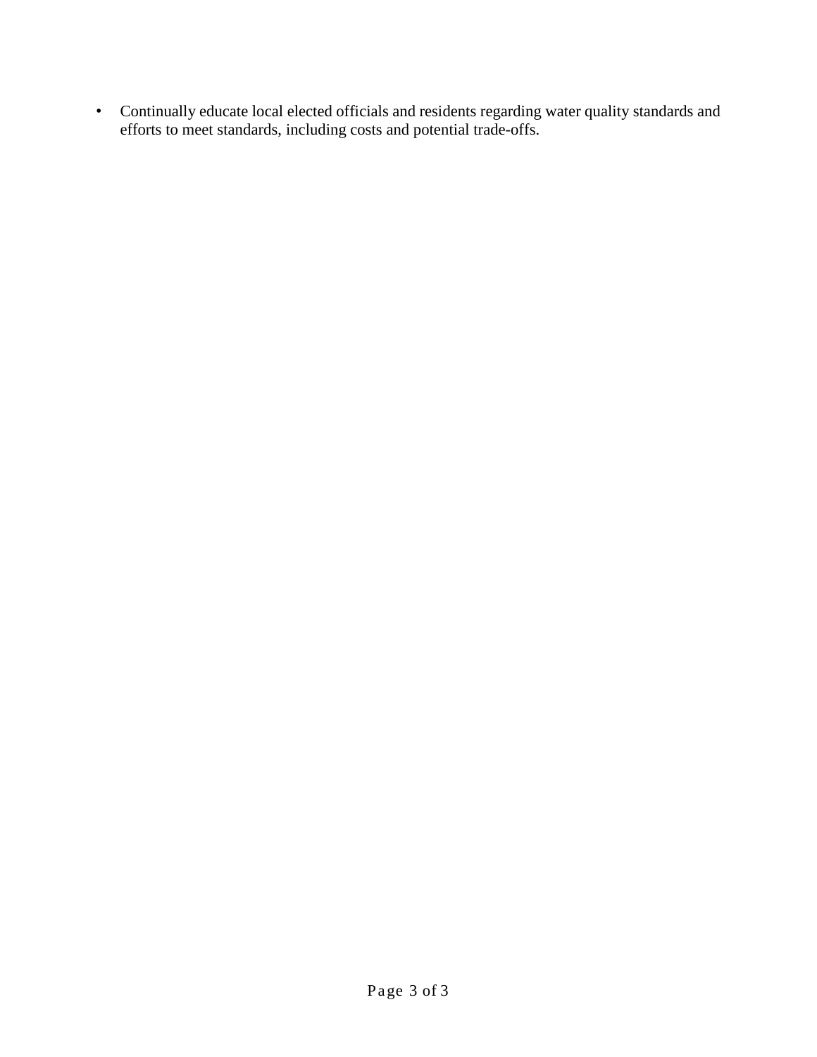- Continually educate local elected officials and residents regarding water quality standards and efforts to meet standards, including costs and potential trade-offs.